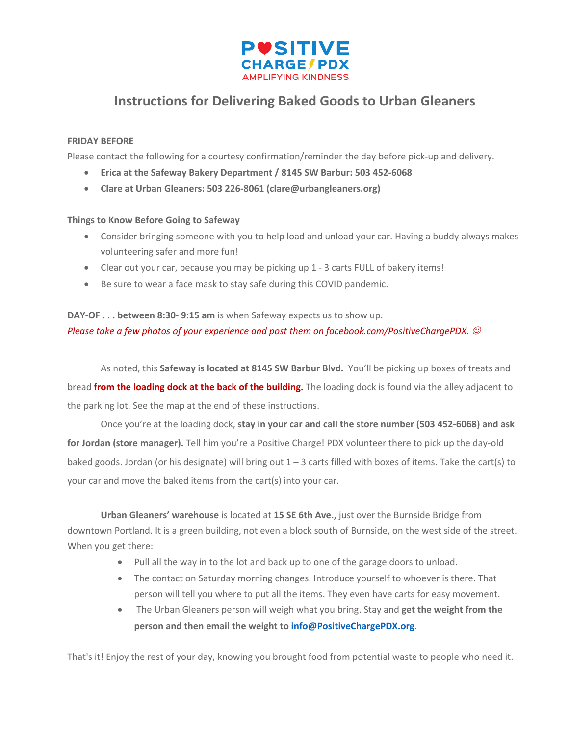**POSITIVE CHARGE PDX**
AMPLIFYING KINDNESS

# Instructions for Delivering Baked Goods to Urban Gleaners

**FRIDAY BEFORE**

Please contact the following for a courtesy confirmation/reminder the day before pick-up and delivery.

- **Erica at the Safeway Bakery Department / 8145 SW Barbur: 503 452-6068**
- **Clare at Urban Gleaners: 503 226-8061 (clare@urbangleaners.org)**

**Things to Know Before Going to Safeway**

- Consider bringing someone with you to help load and unload your car. Having a buddy always makes volunteering safer and more fun!
- Clear out your car, because you may be picking up 1 - 3 carts FULL of bakery items!
- Be sure to wear a face mask to stay safe during this COVID pandemic.

**DAY-OF . . . between 8:30- 9:15 am** is when Safeway expects us to show up.

*Please take a few photos of your experience and post them on facebook.com/PositiveChargePDX. ☺*

As noted, this **Safeway is located at 8145 SW Barbur Blvd.** You'll be picking up boxes of treats and bread **from the loading dock at the back of the building.** The loading dock is found via the alley adjacent to the parking lot. See the map at the end of these instructions.

Once you're at the loading dock, **stay in your car and call the store number (503 452-6068) and ask for Jordan (store manager).** Tell him you're a Positive Charge! PDX volunteer there to pick up the day-old baked goods. Jordan (or his designate) will bring out 1 – 3 carts filled with boxes of items. Take the cart(s) to your car and move the baked items from the cart(s) into your car.

**Urban Gleaners' warehouse** is located at **15 SE 6th Ave.,** just over the Burnside Bridge from downtown Portland. It is a green building, not even a block south of Burnside, on the west side of the street. When you get there:

- Pull all the way in to the lot and back up to one of the garage doors to unload.
- The contact on Saturday morning changes. Introduce yourself to whoever is there. That person will tell you where to put all the items. They even have carts for easy movement.
- The Urban Gleaners person will weigh what you bring. Stay and **get the weight from the person and then email the weight to info@PositiveChargePDX.org.**

That's it! Enjoy the rest of your day, knowing you brought food from potential waste to people who need it.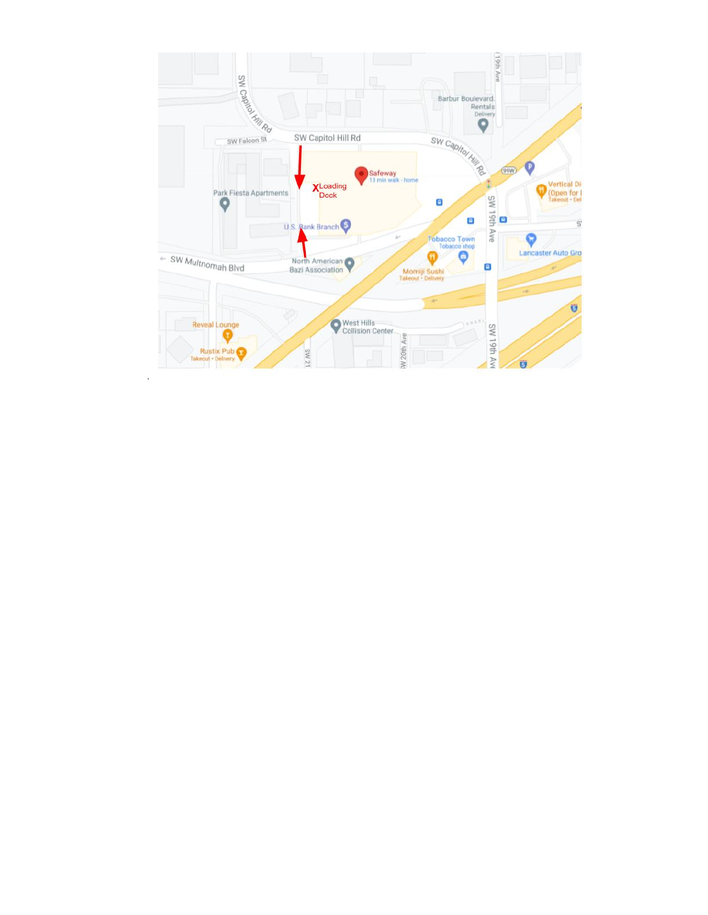SW Capitol Hill Rd

SW Falcon St

SW Capitol Hill Rd

SW Capitol Hill Rd

Barbur Boulevard Rentals Delivery

19th Ave

Safeway 13 min walk - home

X Loading Dock

Park Fiesta Apartments

U.S. Bank Branch

North American Bazi Association

SW Multnomah Blvd

99W

SW 19th Ave

Vertical Di (Open for Takeout • Del

Tobacco Town Tobacco shop

Momiji Sushi Takeout • Delivery

Lancaster Auto Gro

Reveal Lounge

Rustix Pub Takeout • Delivery

West Hills Collision Center

SW 21

SW 20th Ave

SW 19th Ave

5